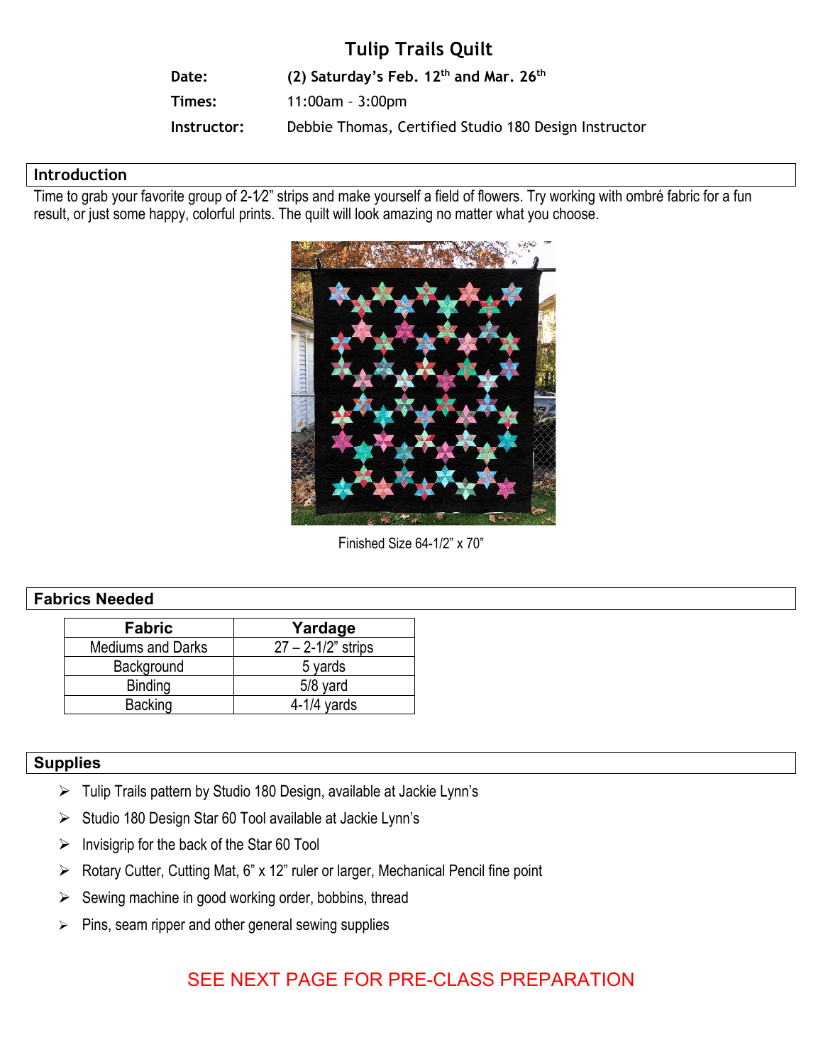# Tulip Trails Quilt

| | |
|---|---|
| **Date:** | **(2) Saturday's Feb. 12th and Mar. 26th** |
| **Times:** | 11:00am – 3:00pm |
| **Instructor:** | Debbie Thomas, Certified Studio 180 Design Instructor |

## Introduction

Time to grab your favorite group of 2-1⁄2" strips and make yourself a field of flowers. Try working with ombré fabric for a fun result, or just some happy, colorful prints. The quilt will look amazing no matter what you choose.

Finished Size 64-1/2" x 70"

## Fabrics Needed

| Fabric | Yardage |
|---|---|
| Mediums and Darks | 27 – 2-1/2" strips |
| Background | 5 yards |
| Binding | 5/8 yard |
| Backing | 4-1/4 yards |

## Supplies

- Tulip Trails pattern by Studio 180 Design, available at Jackie Lynn's
- Studio 180 Design Star 60 Tool available at Jackie Lynn's
- Invisigrip for the back of the Star 60 Tool
- Rotary Cutter, Cutting Mat, 6" x 12" ruler or larger, Mechanical Pencil fine point
- Sewing machine in good working order, bobbins, thread
- Pins, seam ripper and other general sewing supplies

SEE NEXT PAGE FOR PRE-CLASS PREPARATION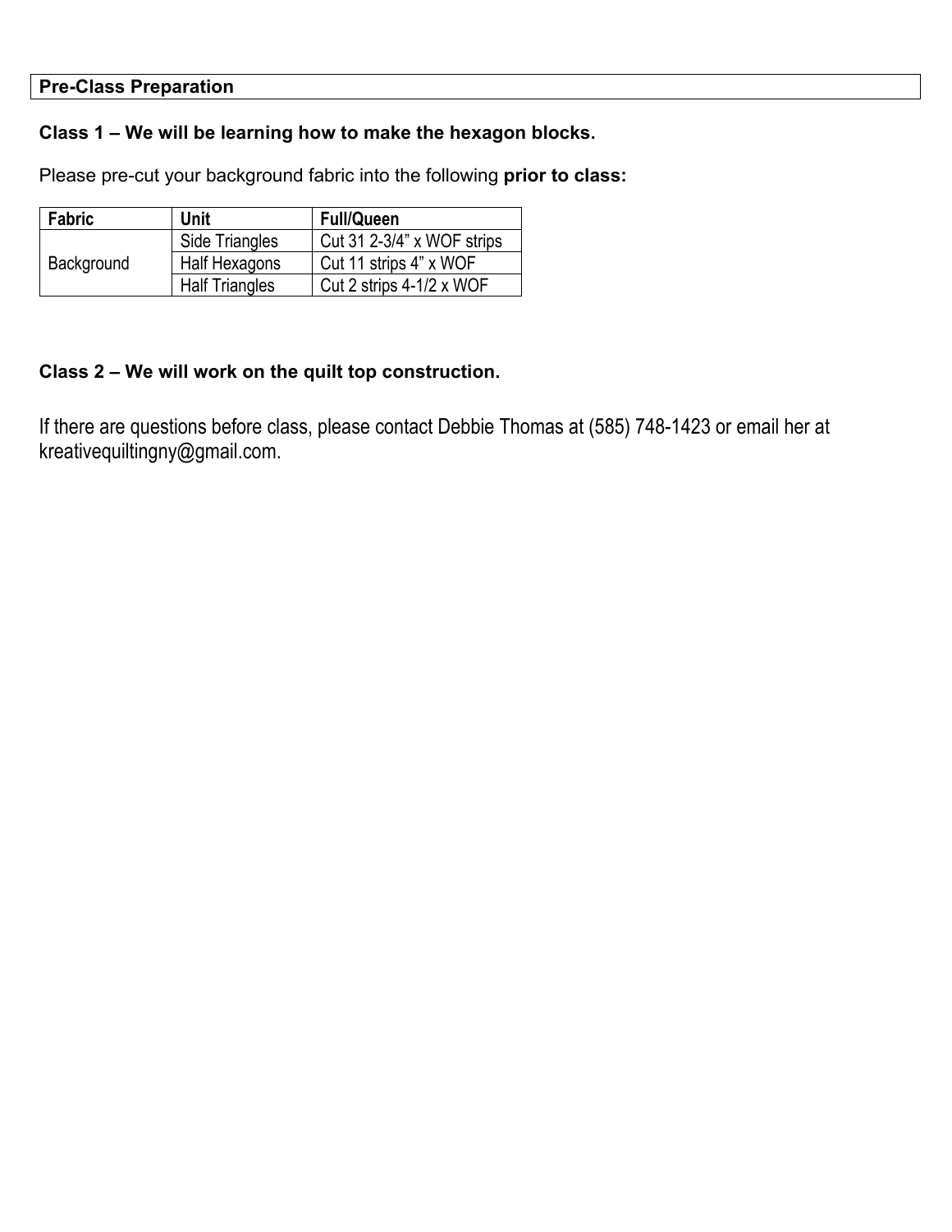## Pre-Class Preparation

**Class 1 – We will be learning how to make the hexagon blocks.**

Please pre-cut your background fabric into the following **prior to class:**

| Fabric | Unit | Full/Queen |
|---|---|---|
| Background | Side Triangles | Cut 31 2-3/4" x WOF strips |
| | Half Hexagons | Cut 11 strips 4" x WOF |
| | Half Triangles | Cut 2 strips 4-1/2 x WOF |

**Class 2 – We will work on the quilt top construction.**

If there are questions before class, please contact Debbie Thomas at (585) 748-1423 or email her at kreativequiltingny@gmail.com.